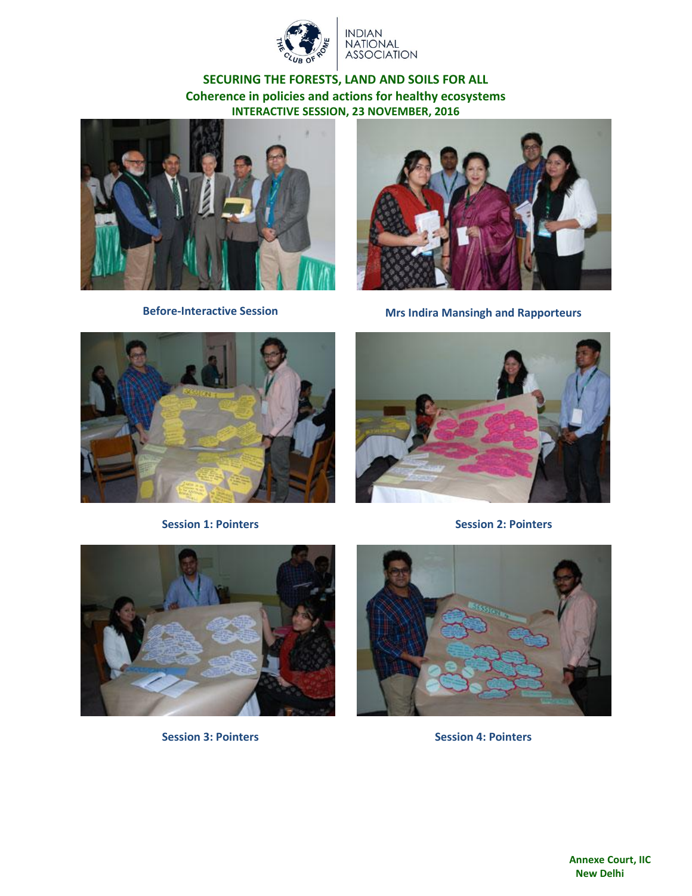THE CLUB OF ROME | INDIAN NATIONAL ASSOCIATION

**SECURING THE FORESTS, LAND AND SOILS FOR ALL**
**Coherence in policies and actions for healthy ecosystems**
**INTERACTIVE SESSION, 23 NOVEMBER, 2016**

**Before-Interactive Session**

**Mrs Indira Mansingh and Rapporteurs**

**Session 1: Pointers**

**Session 2: Pointers**

**Session 3: Pointers**

**Session 4: Pointers**

**Annexe Court, IIC**
**New Delhi**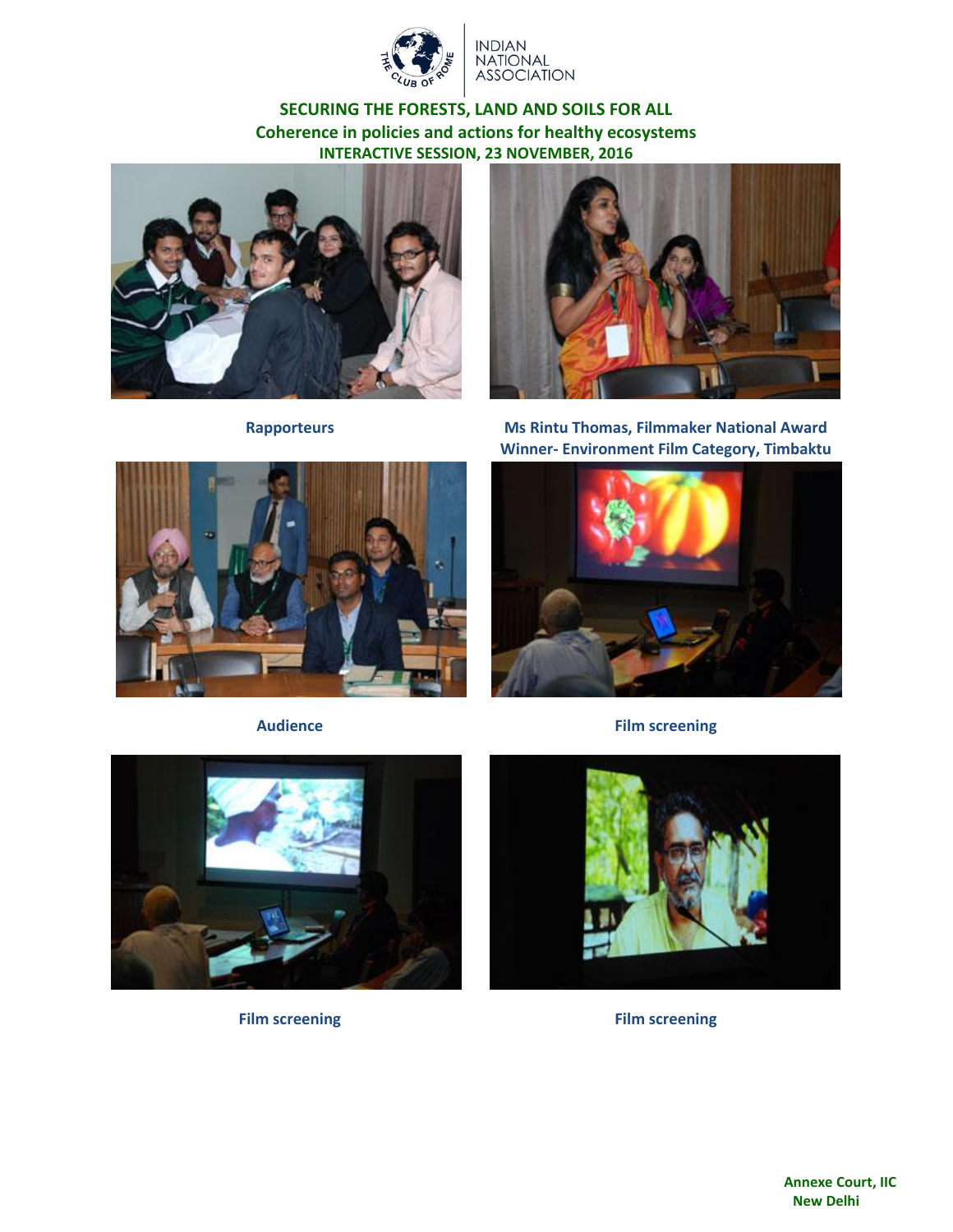THE CLUB OF ROME | INDIAN NATIONAL ASSOCIATION

**SECURING THE FORESTS, LAND AND SOILS FOR ALL**
**Coherence in policies and actions for healthy ecosystems**
**INTERACTIVE SESSION, 23 NOVEMBER, 2016**

**Rapporteurs**

**Ms Rintu Thomas, Filmmaker National Award Winner- Environment Film Category, Timbaktu**

**Audience**

**Film screening**

**Film screening**

**Film screening**

**Annexe Court, IIC**
**New Delhi**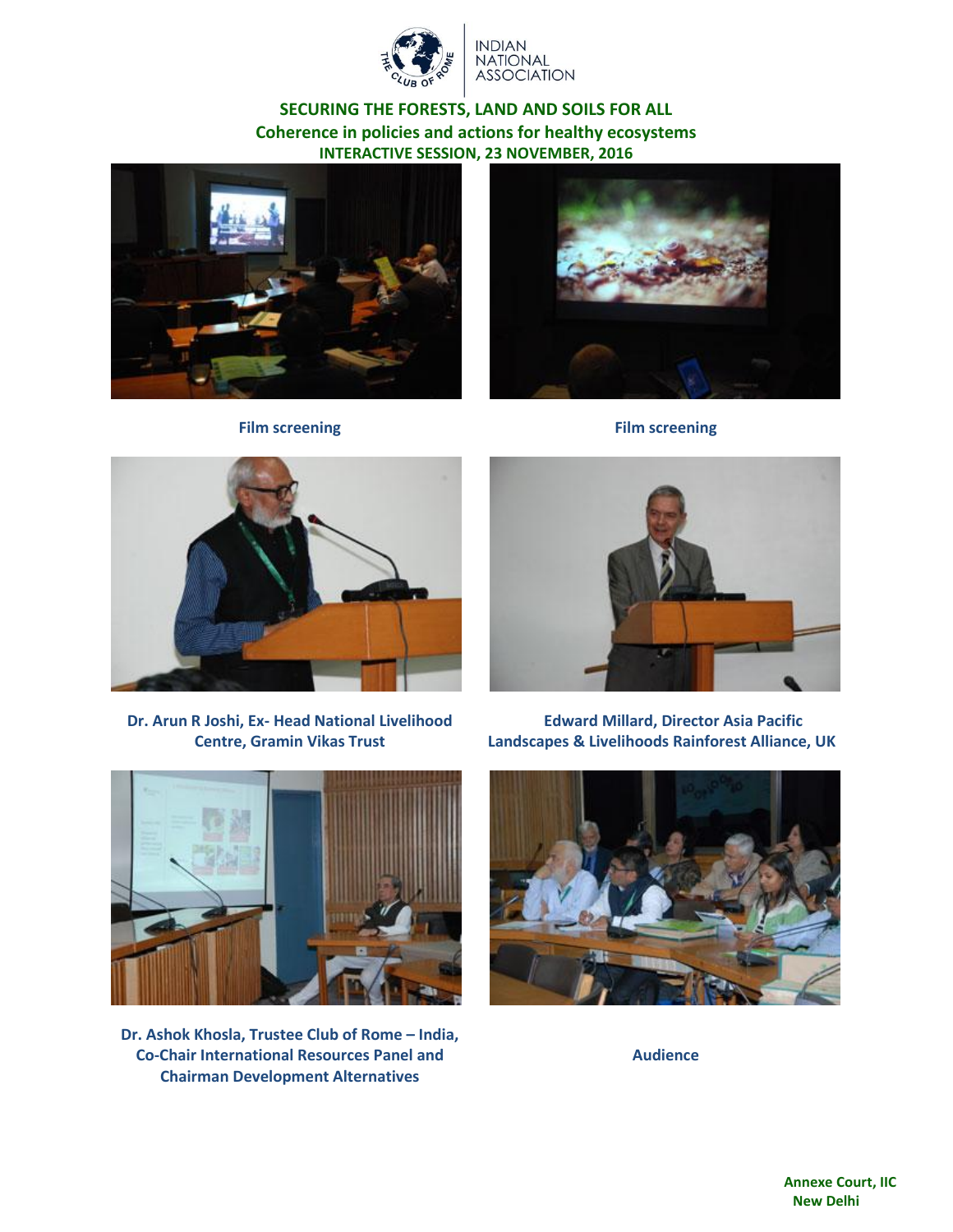INDIAN NATIONAL ASSOCIATION

**SECURING THE FORESTS, LAND AND SOILS FOR ALL**
**Coherence in policies and actions for healthy ecosystems**
**INTERACTIVE SESSION, 23 NOVEMBER, 2016**

**Film screening**

**Film screening**

**Dr. Arun R Joshi, Ex- Head National Livelihood Centre, Gramin Vikas Trust**

**Edward Millard, Director Asia Pacific Landscapes & Livelihoods Rainforest Alliance, UK**

**Dr. Ashok Khosla, Trustee Club of Rome – India, Co-Chair International Resources Panel and Chairman Development Alternatives**

**Audience**

**Annexe Court, IIC**
**New Delhi**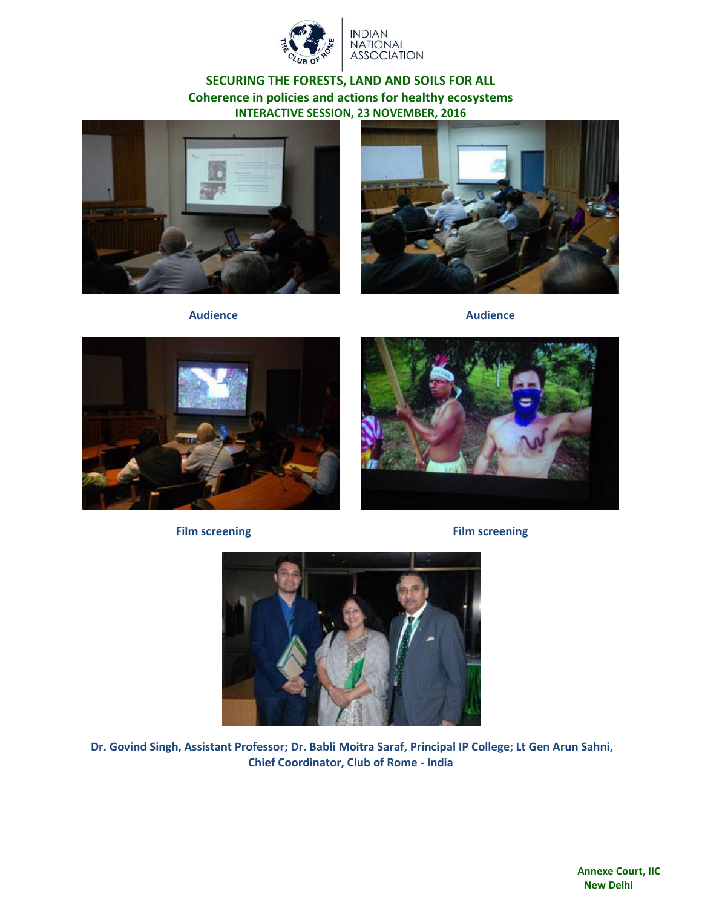THE CLUB OF ROME | INDIAN NATIONAL ASSOCIATION

**SECURING THE FORESTS, LAND AND SOILS FOR ALL**
**Coherence in policies and actions for healthy ecosystems**
**INTERACTIVE SESSION, 23 NOVEMBER, 2016**

**Audience**

**Audience**

**Film screening**

**Film screening**

**Dr. Govind Singh, Assistant Professor; Dr. Babli Moitra Saraf, Principal IP College; Lt Gen Arun Sahni, Chief Coordinator, Club of Rome - India**

**Annexe Court, IIC**
**New Delhi**